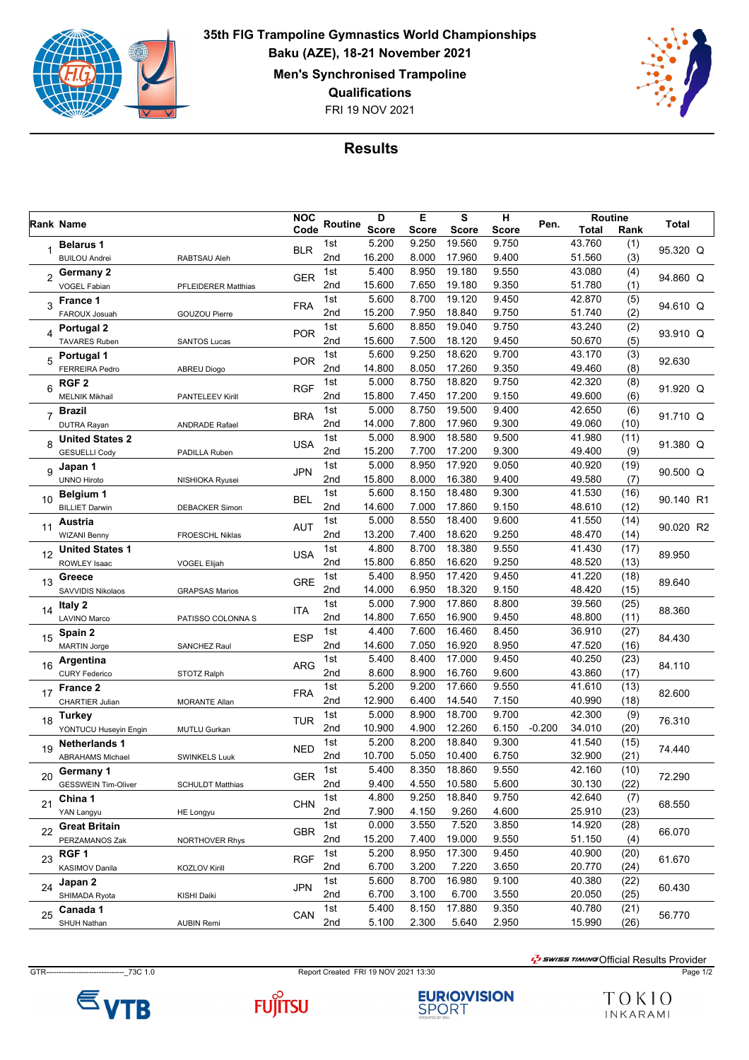# 35th FIG Trampoline Gymnastics World Championships

**Baku (AZE), 18-21 November 2021**

**Men's Synchronised Trampoline**

**Qualifications**

FRI 19 NOV 2021

## Results

| Rank | Name | | NOC Code | Routine | D Score | E Score | S Score | H Score | Pen. | Routine Total | Routine Rank | Total |
|---|---|---|---|---|---|---|---|---|---|---|---|---|
| 1 | **Belarus 1** | | BLR | 1st | 5.200 | 9.250 | 19.560 | 9.750 | | 43.760 | (1) | 95.320 Q |
| | BUILOU Andrei | RABTSAU Aleh | | 2nd | 16.200 | 8.000 | 17.960 | 9.400 | | 51.560 | (3) | |
| 2 | **Germany 2** | | GER | 1st | 5.400 | 8.950 | 19.180 | 9.550 | | 43.080 | (4) | 94.860 Q |
| | VOGEL Fabian | PFLEIDERER Matthias | | 2nd | 15.600 | 7.650 | 19.180 | 9.350 | | 51.780 | (1) | |
| 3 | **France 1** | | FRA | 1st | 5.600 | 8.700 | 19.120 | 9.450 | | 42.870 | (5) | 94.610 Q |
| | FAROUX Josuah | GOUZOU Pierre | | 2nd | 15.200 | 7.950 | 18.840 | 9.750 | | 51.740 | (2) | |
| 4 | **Portugal 2** | | POR | 1st | 5.600 | 8.850 | 19.040 | 9.750 | | 43.240 | (2) | 93.910 Q |
| | TAVARES Ruben | SANTOS Lucas | | 2nd | 15.600 | 7.500 | 18.120 | 9.450 | | 50.670 | (5) | |
| 5 | **Portugal 1** | | POR | 1st | 5.600 | 9.250 | 18.620 | 9.700 | | 43.170 | (3) | 92.630 |
| | FERREIRA Pedro | ABREU Diogo | | 2nd | 14.800 | 8.050 | 17.260 | 9.350 | | 49.460 | (8) | |
| 6 | **RGF 2** | | RGF | 1st | 5.000 | 8.750 | 18.820 | 9.750 | | 42.320 | (8) | 91.920 Q |
| | MELNIK Mikhail | PANTELEEV Kirill | | 2nd | 15.800 | 7.450 | 17.200 | 9.150 | | 49.600 | (6) | |
| 7 | **Brazil** | | BRA | 1st | 5.000 | 8.750 | 19.500 | 9.400 | | 42.650 | (6) | 91.710 Q |
| | DUTRA Rayan | ANDRADE Rafael | | 2nd | 14.000 | 7.800 | 17.960 | 9.300 | | 49.060 | (10) | |
| 8 | **United States 2** | | USA | 1st | 5.000 | 8.900 | 18.580 | 9.500 | | 41.980 | (11) | 91.380 Q |
| | GESUELLI Cody | PADILLA Ruben | | 2nd | 15.200 | 7.700 | 17.200 | 9.300 | | 49.400 | (9) | |
| 9 | **Japan 1** | | JPN | 1st | 5.000 | 8.950 | 17.920 | 9.050 | | 40.920 | (19) | 90.500 Q |
| | UNNO Hiroto | NISHIOKA Ryusei | | 2nd | 15.800 | 8.000 | 16.380 | 9.400 | | 49.580 | (7) | |
| 10 | **Belgium 1** | | BEL | 1st | 5.600 | 8.150 | 18.480 | 9.300 | | 41.530 | (16) | 90.140 R1 |
| | BILLIET Darwin | DEBACKER Simon | | 2nd | 14.600 | 7.000 | 17.860 | 9.150 | | 48.610 | (12) | |
| 11 | **Austria** | | AUT | 1st | 5.000 | 8.550 | 18.400 | 9.600 | | 41.550 | (14) | 90.020 R2 |
| | WIZANI Benny | FROESCHL Niklas | | 2nd | 13.200 | 7.400 | 18.620 | 9.250 | | 48.470 | (14) | |
| 12 | **United States 1** | | USA | 1st | 4.800 | 8.700 | 18.380 | 9.550 | | 41.430 | (17) | 89.950 |
| | ROWLEY Isaac | VOGEL Elijah | | 2nd | 15.800 | 6.850 | 16.620 | 9.250 | | 48.520 | (13) | |
| 13 | **Greece** | | GRE | 1st | 5.400 | 8.950 | 17.420 | 9.450 | | 41.220 | (18) | 89.640 |
| | SAVVIDIS Nikolaos | GRAPSAS Marios | | 2nd | 14.000 | 6.950 | 18.320 | 9.150 | | 48.420 | (15) | |
| 14 | **Italy 2** | | ITA | 1st | 5.000 | 7.900 | 17.860 | 8.800 | | 39.560 | (25) | 88.360 |
| | LAVINO Marco | PATISSO COLONNA S | | 2nd | 14.800 | 7.650 | 16.900 | 9.450 | | 48.800 | (11) | |
| 15 | **Spain 2** | | ESP | 1st | 4.400 | 7.600 | 16.460 | 8.450 | | 36.910 | (27) | 84.430 |
| | MARTIN Jorge | SANCHEZ Raul | | 2nd | 14.600 | 7.050 | 16.920 | 8.950 | | 47.520 | (16) | |
| 16 | **Argentina** | | ARG | 1st | 5.400 | 8.400 | 17.000 | 9.450 | | 40.250 | (23) | 84.110 |
| | CURY Federico | STOTZ Ralph | | 2nd | 8.600 | 8.900 | 16.760 | 9.600 | | 43.860 | (17) | |
| 17 | **France 2** | | FRA | 1st | 5.200 | 9.200 | 17.660 | 9.550 | | 41.610 | (13) | 82.600 |
| | CHARTIER Julian | MORANTE Allan | | 2nd | 12.900 | 6.400 | 14.540 | 7.150 | | 40.990 | (18) | |
| 18 | **Turkey** | | TUR | 1st | 5.000 | 8.900 | 18.700 | 9.700 | | 42.300 | (9) | 76.310 |
| | YONTUCU Huseyin Engin | MUTLU Gurkan | | 2nd | 10.900 | 4.900 | 12.260 | 6.150 | -0.200 | 34.010 | (20) | |
| 19 | **Netherlands 1** | | NED | 1st | 5.200 | 8.200 | 18.840 | 9.300 | | 41.540 | (15) | 74.440 |
| | ABRAHAMS Michael | SWINKELS Luuk | | 2nd | 10.700 | 5.050 | 10.400 | 6.750 | | 32.900 | (21) | |
| 20 | **Germany 1** | | GER | 1st | 5.400 | 8.350 | 18.860 | 9.550 | | 42.160 | (10) | 72.290 |
| | GESSWEIN Tim-Oliver | SCHULDT Matthias | | 2nd | 9.400 | 4.550 | 10.580 | 5.600 | | 30.130 | (22) | |
| 21 | **China 1** | | CHN | 1st | 4.800 | 9.250 | 18.840 | 9.750 | | 42.640 | (7) | 68.550 |
| | YAN Langyu | HE Longyu | | 2nd | 7.900 | 4.150 | 9.260 | 4.600 | | 25.910 | (23) | |
| 22 | **Great Britain** | | GBR | 1st | 0.000 | 3.550 | 7.520 | 3.850 | | 14.920 | (28) | 66.070 |
| | PERZAMANOS Zak | NORTHOVER Rhys | | 2nd | 15.200 | 7.400 | 19.000 | 9.550 | | 51.150 | (4) | |
| 23 | **RGF 1** | | RGF | 1st | 5.200 | 8.950 | 17.300 | 9.450 | | 40.900 | (20) | 61.670 |
| | KASIMOV Danila | KOZLOV Kirill | | 2nd | 6.700 | 3.200 | 7.220 | 3.650 | | 20.770 | (24) | |
| 24 | **Japan 2** | | JPN | 1st | 5.600 | 8.700 | 16.980 | 9.100 | | 40.380 | (22) | 60.430 |
| | SHIMADA Ryota | KISHI Daiki | | 2nd | 6.700 | 3.100 | 6.700 | 3.550 | | 20.050 | (25) | |
| 25 | **Canada 1** | | CAN | 1st | 5.400 | 8.150 | 17.880 | 9.350 | | 40.780 | (21) | 56.770 |
| | SHUH Nathan | AUBIN Remi | | 2nd | 5.100 | 2.300 | 5.640 | 2.950 | | 15.990 | (26) | |

GTR-------------------------------_73C 1.0 Report Created FRI 19 NOV 2021 13:30

SWISS TIMING Official Results Provider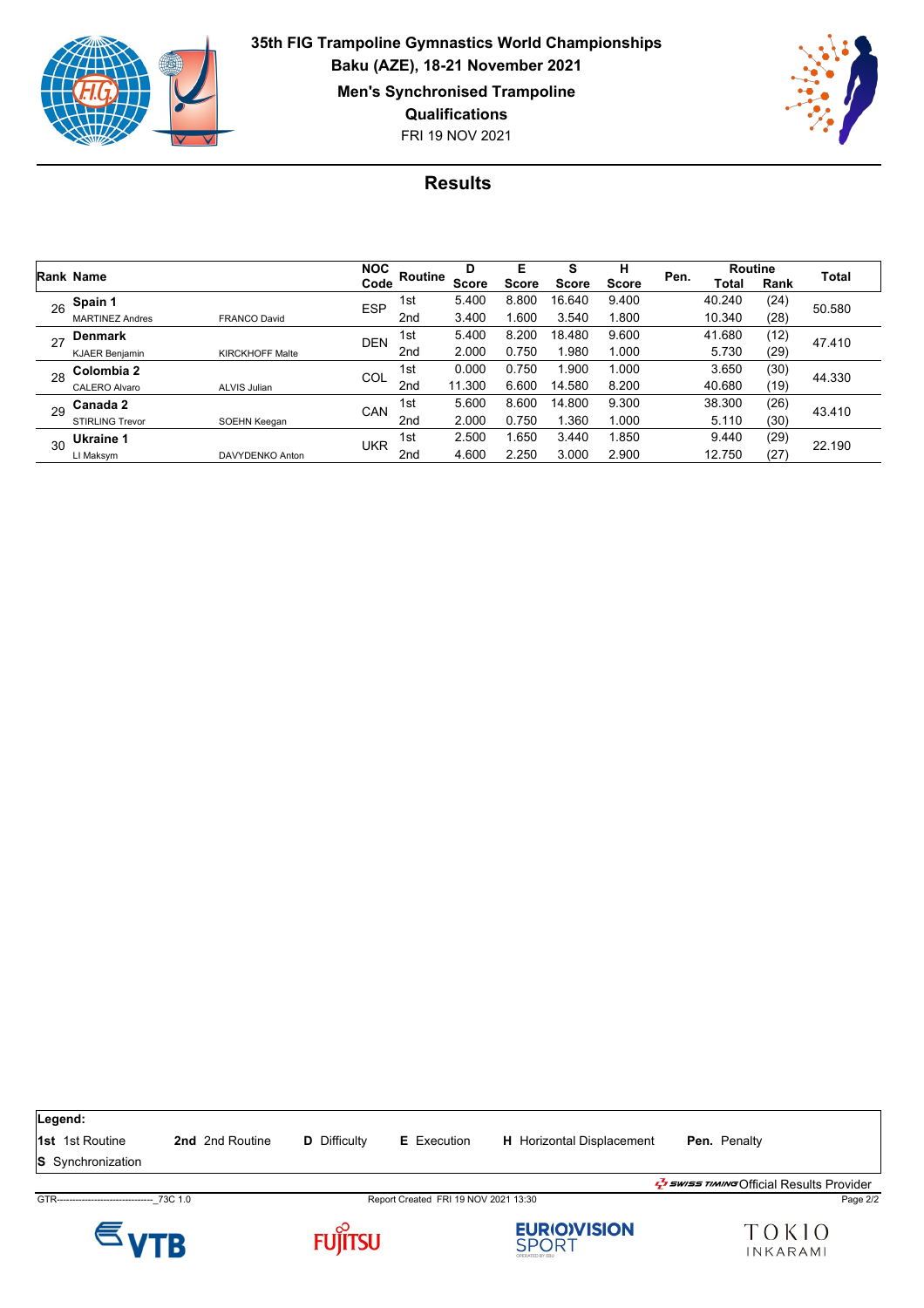**35th FIG Trampoline Gymnastics World Championships**
**Baku (AZE), 18-21 November 2021**
**Men's Synchronised Trampoline**
**Qualifications**
FRI 19 NOV 2021

## Results

| Rank | Name | | NOC Code | Routine | D Score | E Score | S Score | H Score | Pen. | Routine Total | Routine Rank | Total |
|---|---|---|---|---|---|---|---|---|---|---|---|---|
| 26 | **Spain 1** | | ESP | 1st | 5.400 | 8.800 | 16.640 | 9.400 | | 40.240 | (24) | 50.580 |
| | MARTINEZ Andres | FRANCO David | | 2nd | 3.400 | 1.600 | 3.540 | 1.800 | | 10.340 | (28) | |
| 27 | **Denmark** | | DEN | 1st | 5.400 | 8.200 | 18.480 | 9.600 | | 41.680 | (12) | 47.410 |
| | KJAER Benjamin | KIRCKHOFF Malte | | 2nd | 2.000 | 0.750 | 1.980 | 1.000 | | 5.730 | (29) | |
| 28 | **Colombia 2** | | COL | 1st | 0.000 | 0.750 | 1.900 | 1.000 | | 3.650 | (30) | 44.330 |
| | CALERO Alvaro | ALVIS Julian | | 2nd | 11.300 | 6.600 | 14.580 | 8.200 | | 40.680 | (19) | |
| 29 | **Canada 2** | | CAN | 1st | 5.600 | 8.600 | 14.800 | 9.300 | | 38.300 | (26) | 43.410 |
| | STIRLING Trevor | SOEHN Keegan | | 2nd | 2.000 | 0.750 | 1.360 | 1.000 | | 5.110 | (30) | |
| 30 | **Ukraine 1** | | UKR | 1st | 2.500 | 1.650 | 3.440 | 1.850 | | 9.440 | (29) | 22.190 |
| | LI Maksym | DAVYDENKO Anton | | 2nd | 4.600 | 2.250 | 3.000 | 2.900 | | 12.750 | (27) | |

**Legend:**
**1st** 1st Routine  **2nd** 2nd Routine  **D** Difficulty  **E** Execution  **H** Horizontal Displacement  **Pen.** Penalty
**S** Synchronization

SWISS TIMING Official Results Provider

GTR-------------------------------_73C 1.0  Report Created FRI 19 NOV 2021 13:30